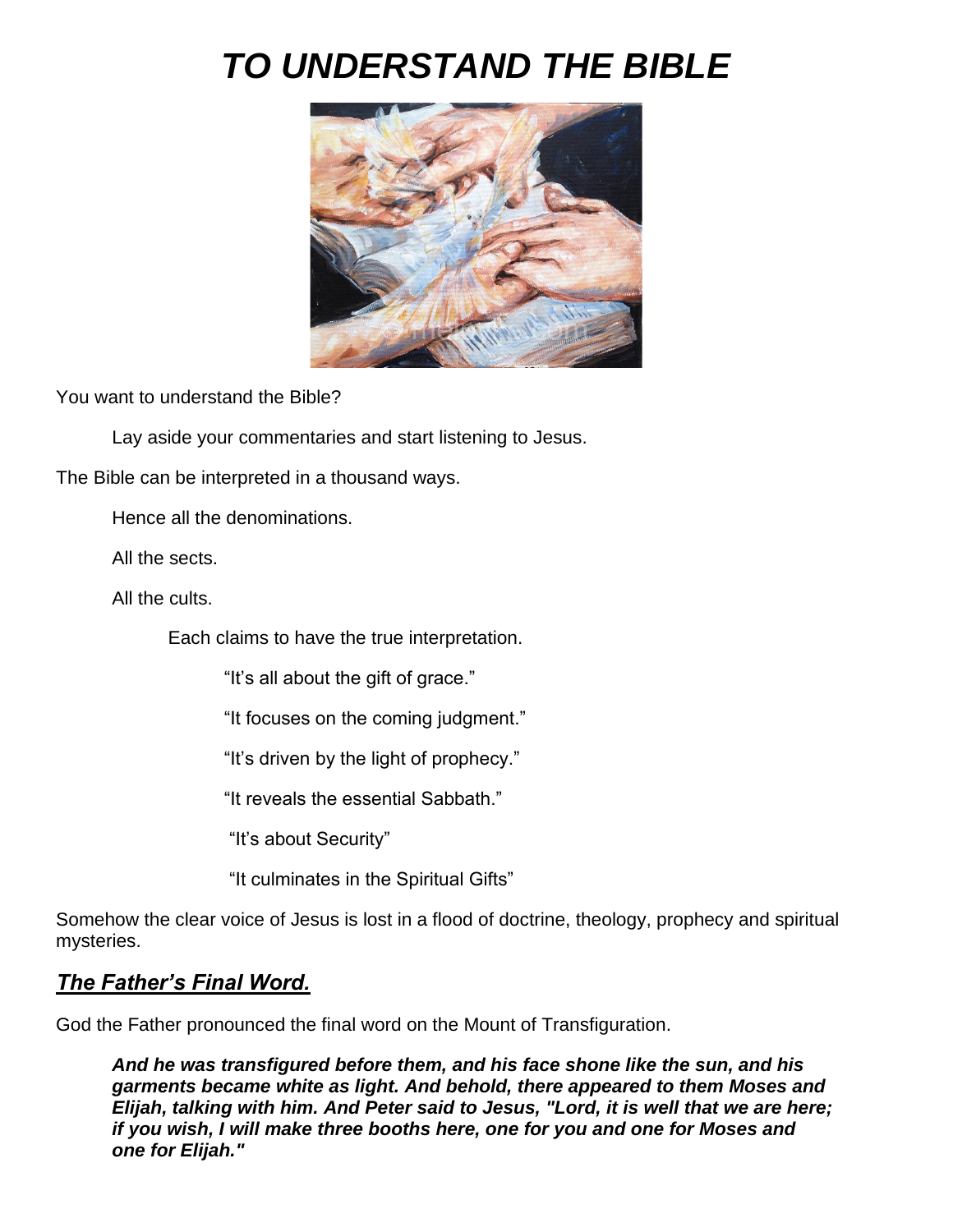# *TO UNDERSTAND THE BIBLE*

You want to understand the Bible?

Lay aside your commentaries and start listening to Jesus.

The Bible can be interpreted in a thousand ways.

Hence all the denominations.

All the sects.

All the cults.

Each claims to have the true interpretation.

"It's all about the gift of grace."

"It focuses on the coming judgment."

"It's driven by the light of prophecy."

"It reveals the essential Sabbath."

"It's about Security"

"It culminates in the Spiritual Gifts"

Somehow the clear voice of Jesus is lost in a flood of doctrine, theology, prophecy and spiritual mysteries.

## ***The Father's Final Word.***

God the Father pronounced the final word on the Mount of Transfiguration.

> ***And he was transfigured before them, and his face shone like the sun, and his garments became white as light. And behold, there appeared to them Moses and Elijah, talking with him. And Peter said to Jesus, "Lord, it is well that we are here; if you wish, I will make three booths here, one for you and one for Moses and one for Elijah."***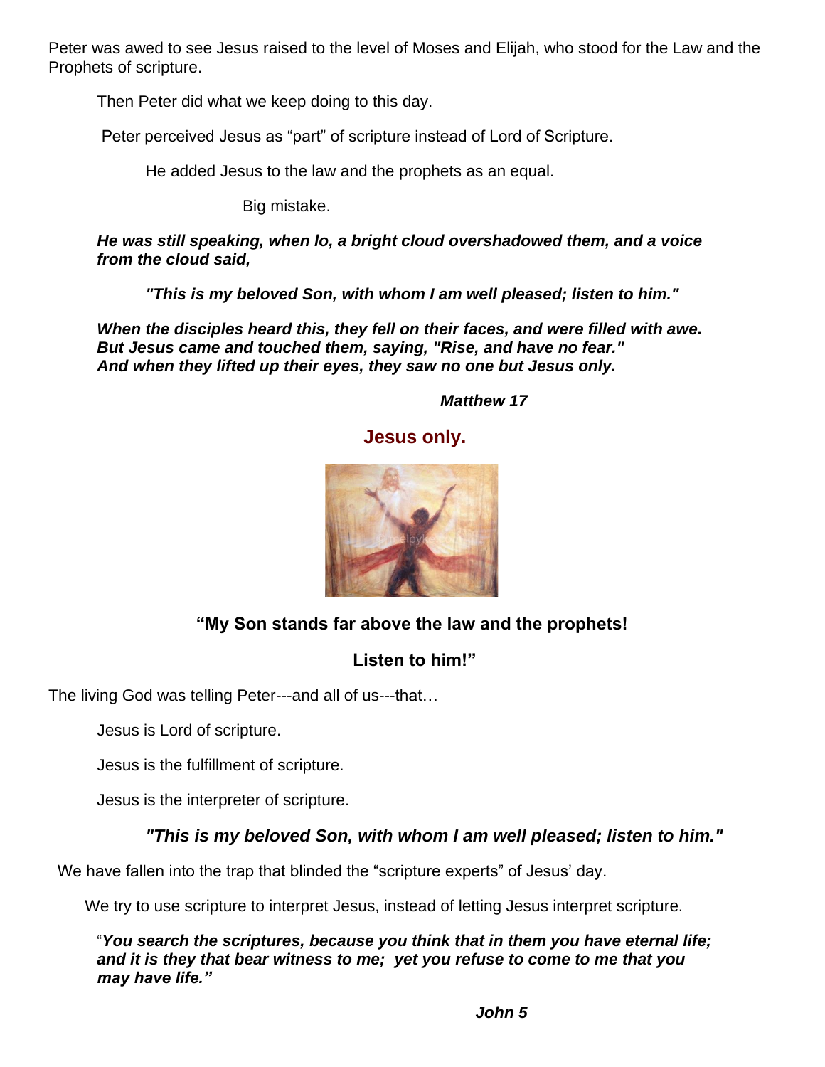Peter was awed to see Jesus raised to the level of Moses and Elijah, who stood for the Law and the Prophets of scripture.

Then Peter did what we keep doing to this day.

Peter perceived Jesus as "part" of scripture instead of Lord of Scripture.

He added Jesus to the law and the prophets as an equal.

Big mistake.

***He was still speaking, when lo, a bright cloud overshadowed them, and a voice from the cloud said,***

***"This is my beloved Son, with whom I am well pleased; listen to him."***

***When the disciples heard this, they fell on their faces, and were filled with awe. But Jesus came and touched them, saying, "Rise, and have no fear." And when they lifted up their eyes, they saw no one but Jesus only.***

***Matthew 17***

## Jesus only.

**"My Son stands far above the law and the prophets!**

**Listen to him!"**

The living God was telling Peter---and all of us---that…

Jesus is Lord of scripture.

Jesus is the fulfillment of scripture.

Jesus is the interpreter of scripture.

***"This is my beloved Son, with whom I am well pleased; listen to him."***

We have fallen into the trap that blinded the "scripture experts" of Jesus' day.

We try to use scripture to interpret Jesus, instead of letting Jesus interpret scripture.

"***You search the scriptures, because you think that in them you have eternal life; and it is they that bear witness to me; yet you refuse to come to me that you may have life."***

***John 5***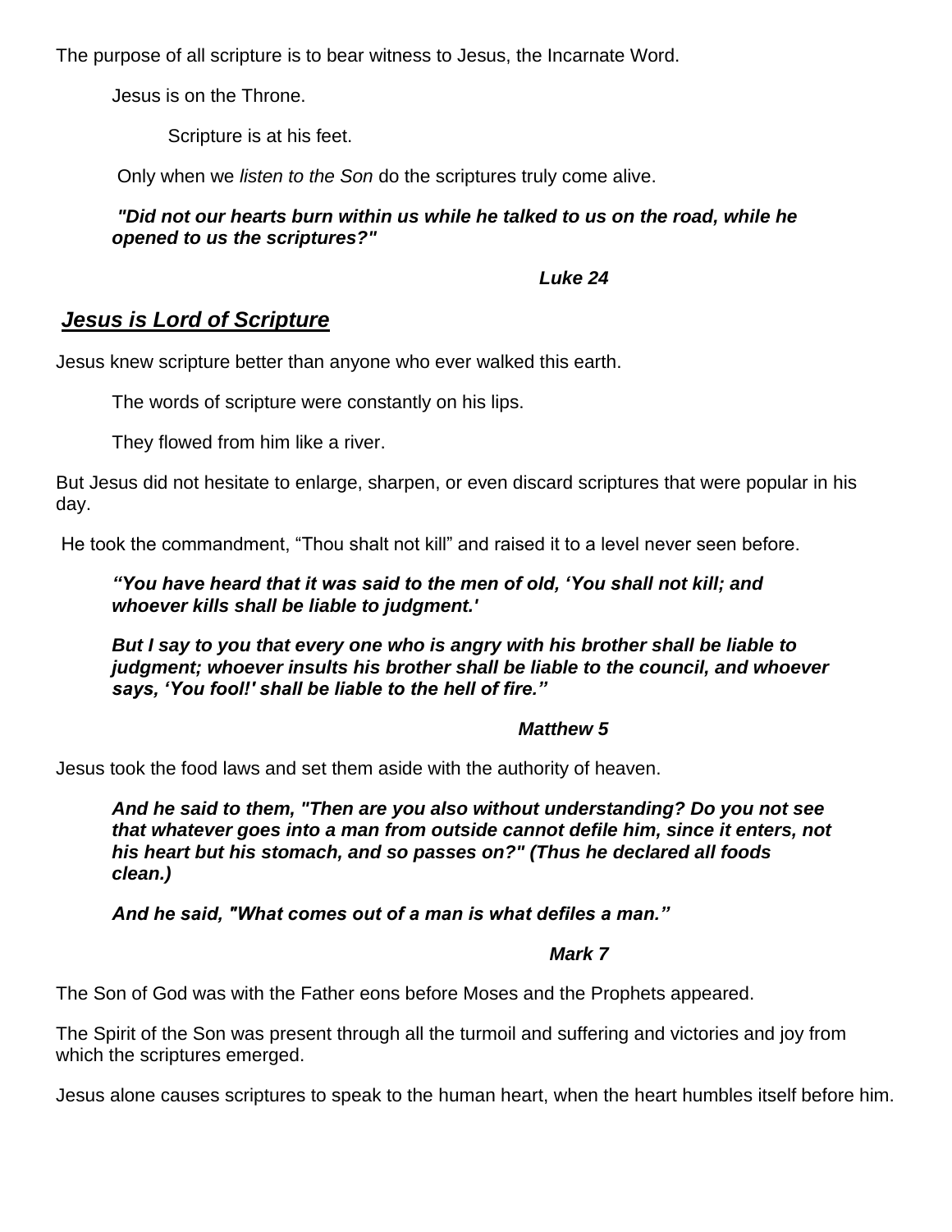The purpose of all scripture is to bear witness to Jesus, the Incarnate Word.

Jesus is on the Throne.

Scripture is at his feet.

Only when we *listen to the Son* do the scriptures truly come alive.

***"Did not our hearts burn within us while he talked to us on the road, while he opened to us the scriptures?"***

***Luke 24***

## ***Jesus is Lord of Scripture***

Jesus knew scripture better than anyone who ever walked this earth.

The words of scripture were constantly on his lips.

They flowed from him like a river.

But Jesus did not hesitate to enlarge, sharpen, or even discard scriptures that were popular in his day.

He took the commandment, "Thou shalt not kill" and raised it to a level never seen before.

***"You have heard that it was said to the men of old, 'You shall not kill; and whoever kills shall be liable to judgment.'***

***But I say to you that every one who is angry with his brother shall be liable to judgment; whoever insults his brother shall be liable to the council, and whoever says, 'You fool!' shall be liable to the hell of fire."***

***Matthew 5***

Jesus took the food laws and set them aside with the authority of heaven.

***And he said to them, "Then are you also without understanding? Do you not see that whatever goes into a man from outside cannot defile him, since it enters, not his heart but his stomach, and so passes on?" (Thus he declared all foods clean.)***

***And he said, "What comes out of a man is what defiles a man."***

***Mark 7***

The Son of God was with the Father eons before Moses and the Prophets appeared.

The Spirit of the Son was present through all the turmoil and suffering and victories and joy from which the scriptures emerged.

Jesus alone causes scriptures to speak to the human heart, when the heart humbles itself before him.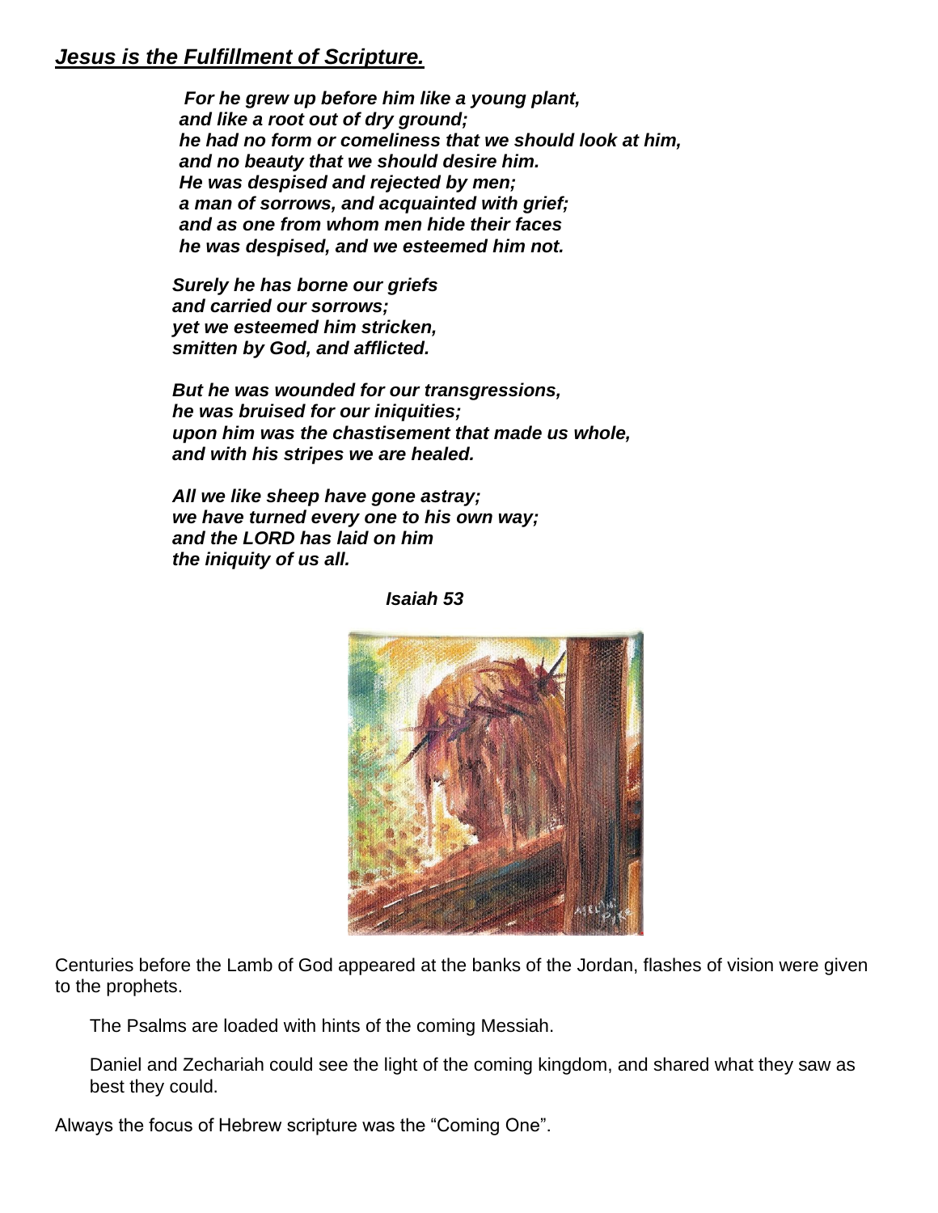## ***Jesus is the Fulfillment of Scripture.***

***For he grew up before him like a young plant,***
***and like a root out of dry ground;***
***he had no form or comeliness that we should look at him,***
***and no beauty that we should desire him.***
***He was despised and rejected by men;***
***a man of sorrows, and acquainted with grief;***
***and as one from whom men hide their faces***
***he was despised, and we esteemed him not.***

***Surely he has borne our griefs***
***and carried our sorrows;***
***yet we esteemed him stricken,***
***smitten by God, and afflicted.***

***But he was wounded for our transgressions,***
***he was bruised for our iniquities;***
***upon him was the chastisement that made us whole,***
***and with his stripes we are healed.***

***All we like sheep have gone astray;***
***we have turned every one to his own way;***
***and the LORD has laid on him***
***the iniquity of us all.***

***Isaiah 53***

Centuries before the Lamb of God appeared at the banks of the Jordan, flashes of vision were given to the prophets.

The Psalms are loaded with hints of the coming Messiah.

Daniel and Zechariah could see the light of the coming kingdom, and shared what they saw as best they could.

Always the focus of Hebrew scripture was the "Coming One".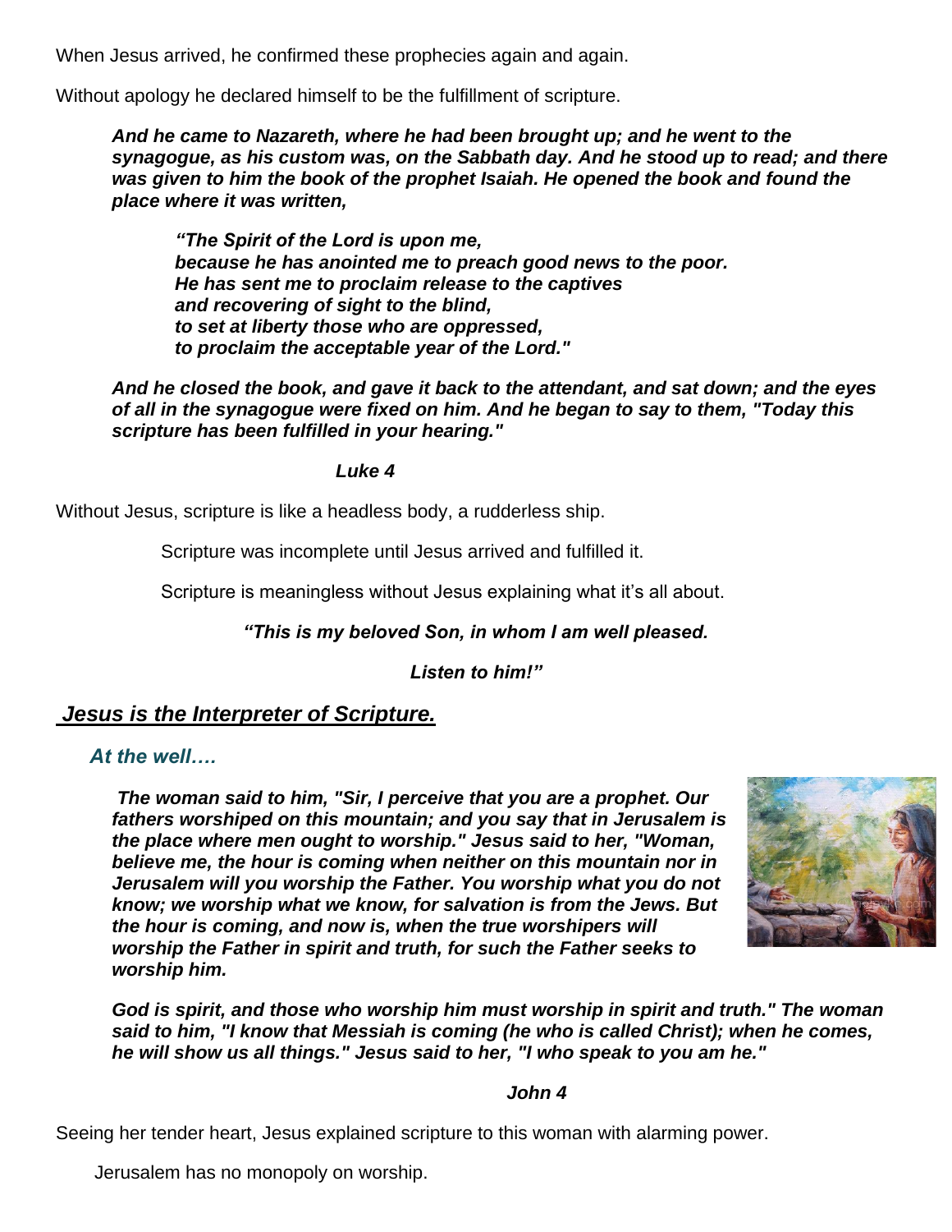When Jesus arrived, he confirmed these prophecies again and again.

Without apology he declared himself to be the fulfillment of scripture.

> ***And he came to Nazareth, where he had been brought up; and he went to the synagogue, as his custom was, on the Sabbath day. And he stood up to read; and there was given to him the book of the prophet Isaiah. He opened the book and found the place where it was written,***
>
> > ***"The Spirit of the Lord is upon me,***
> > ***because he has anointed me to preach good news to the poor.***
> > ***He has sent me to proclaim release to the captives***
> > ***and recovering of sight to the blind,***
> > ***to set at liberty those who are oppressed,***
> > ***to proclaim the acceptable year of the Lord."***
>
> ***And he closed the book, and gave it back to the attendant, and sat down; and the eyes of all in the synagogue were fixed on him. And he began to say to them, "Today this scripture has been fulfilled in your hearing."***
>
> ***Luke 4***

Without Jesus, scripture is like a headless body, a rudderless ship.

Scripture was incomplete until Jesus arrived and fulfilled it.

Scripture is meaningless without Jesus explaining what it's all about.

***"This is my beloved Son, in whom I am well pleased.***

***Listen to him!"***

## ***Jesus is the Interpreter of Scripture.***

### *At the well….*

> ***The woman said to him, "Sir, I perceive that you are a prophet. Our fathers worshiped on this mountain; and you say that in Jerusalem is the place where men ought to worship." Jesus said to her, "Woman, believe me, the hour is coming when neither on this mountain nor in Jerusalem will you worship the Father. You worship what you do not know; we worship what we know, for salvation is from the Jews. But the hour is coming, and now is, when the true worshipers will worship the Father in spirit and truth, for such the Father seeks to worship him.***
>
> ***God is spirit, and those who worship him must worship in spirit and truth." The woman said to him, "I know that Messiah is coming (he who is called Christ); when he comes, he will show us all things." Jesus said to her, "I who speak to you am he."***
>
> ***John 4***

Seeing her tender heart, Jesus explained scripture to this woman with alarming power.

Jerusalem has no monopoly on worship.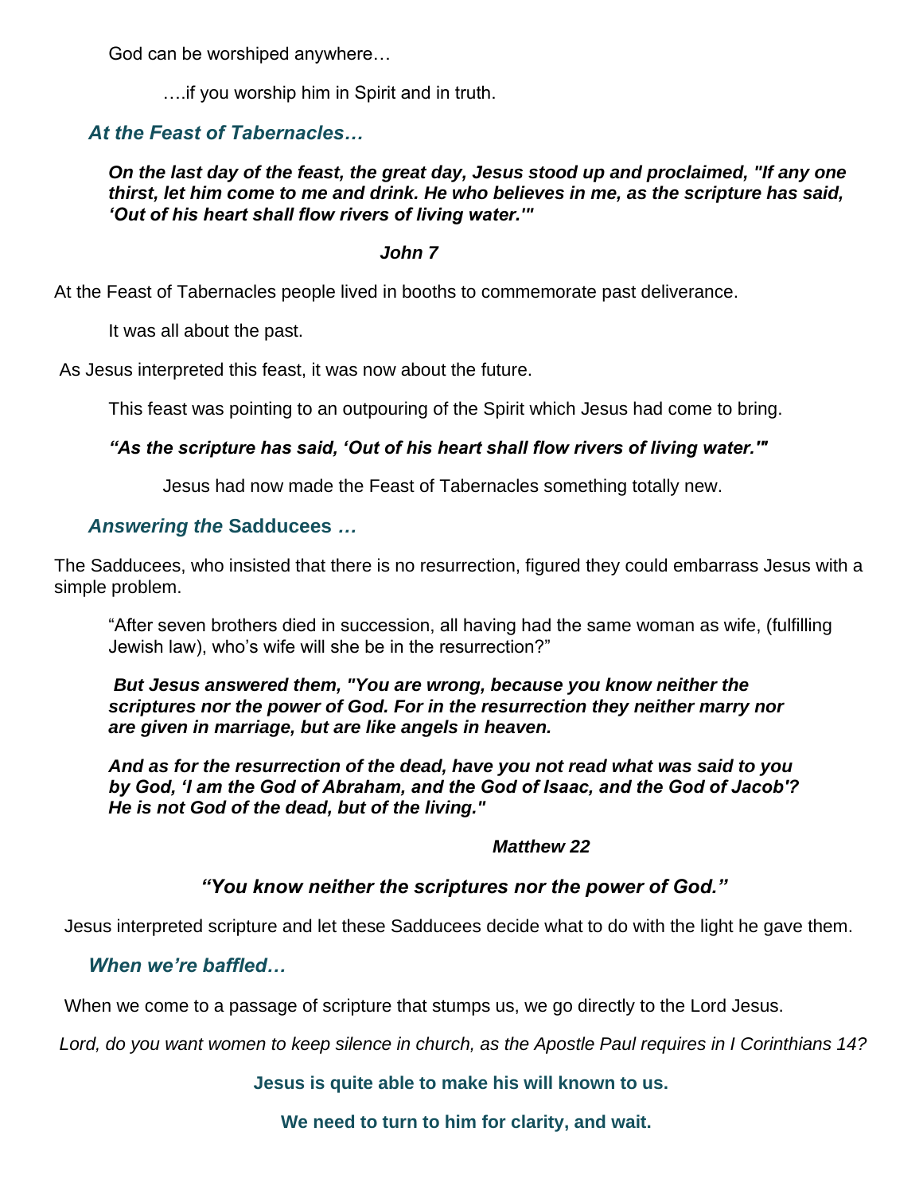God can be worshiped anywhere…

….if you worship him in Spirit and in truth.

### *At the Feast of Tabernacles…*

***On the last day of the feast, the great day, Jesus stood up and proclaimed, "If any one thirst, let him come to me and drink. He who believes in me, as the scripture has said, 'Out of his heart shall flow rivers of living water.'"***

***John 7***

At the Feast of Tabernacles people lived in booths to commemorate past deliverance.

It was all about the past.

As Jesus interpreted this feast, it was now about the future.

This feast was pointing to an outpouring of the Spirit which Jesus had come to bring.

***"As the scripture has said, 'Out of his heart shall flow rivers of living water.'"***

Jesus had now made the Feast of Tabernacles something totally new.

### *Answering the* Sadducees *…*

The Sadducees, who insisted that there is no resurrection, figured they could embarrass Jesus with a simple problem.

"After seven brothers died in succession, all having had the same woman as wife, (fulfilling Jewish law), who's wife will she be in the resurrection?"

***But Jesus answered them, "You are wrong, because you know neither the scriptures nor the power of God. For in the resurrection they neither marry nor are given in marriage, but are like angels in heaven.***

***And as for the resurrection of the dead, have you not read what was said to you by God, 'I am the God of Abraham, and the God of Isaac, and the God of Jacob'? He is not God of the dead, but of the living."***

***Matthew 22***

***"You know neither the scriptures nor the power of God."***

Jesus interpreted scripture and let these Sadducees decide what to do with the light he gave them.

### *When we're baffled…*

When we come to a passage of scripture that stumps us, we go directly to the Lord Jesus.

*Lord, do you want women to keep silence in church, as the Apostle Paul requires in I Corinthians 14?*

**Jesus is quite able to make his will known to us.**

**We need to turn to him for clarity, and wait.**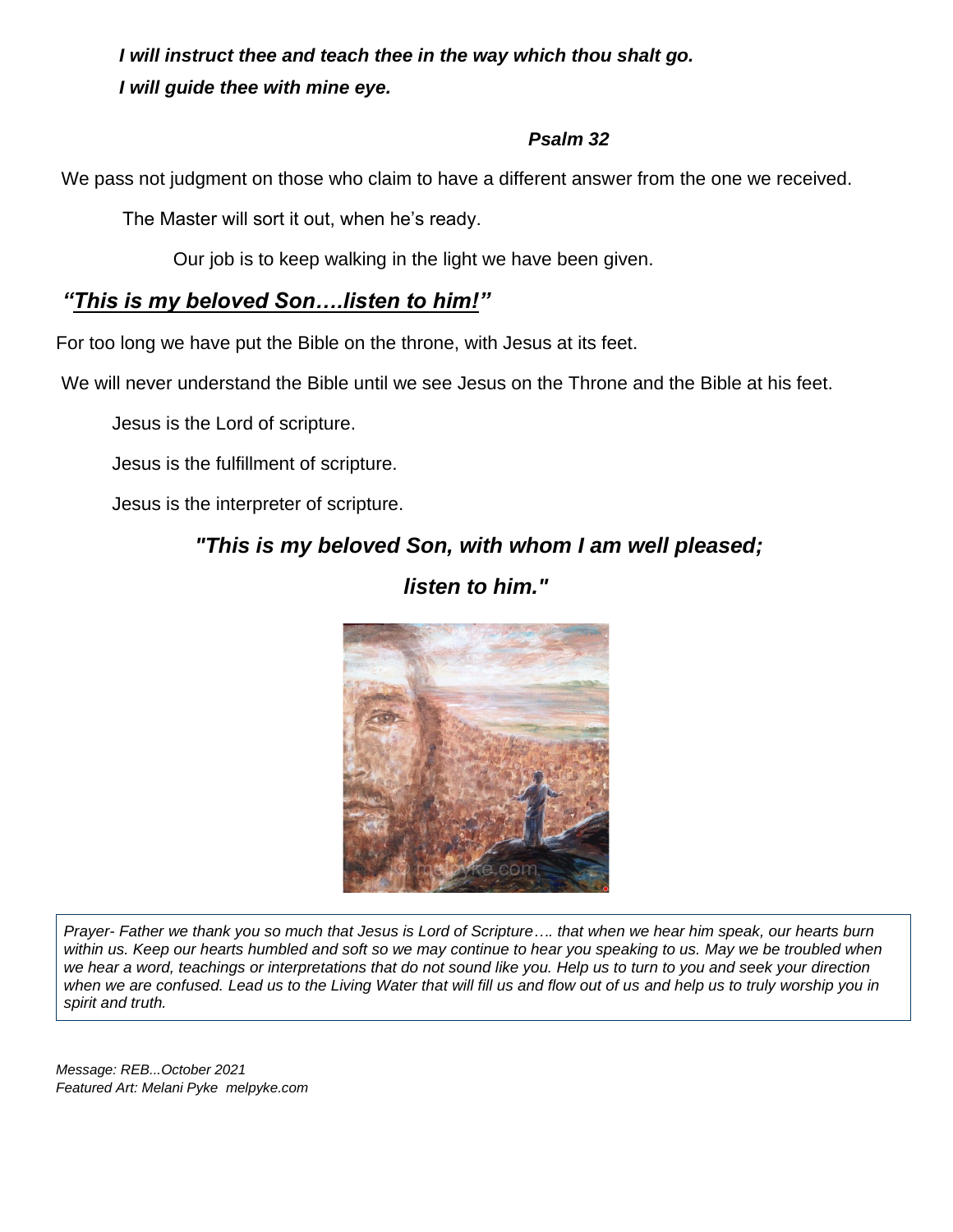***I will instruct thee and teach thee in the way which thou shalt go.***
***I will guide thee with mine eye.***

***Psalm 32***

We pass not judgment on those who claim to have a different answer from the one we received.

The Master will sort it out, when he's ready.

Our job is to keep walking in the light we have been given.

## *"This is my beloved Son….listen to him!"*

For too long we have put the Bible on the throne, with Jesus at its feet.

We will never understand the Bible until we see Jesus on the Throne and the Bible at his feet.

Jesus is the Lord of scripture.

Jesus is the fulfillment of scripture.

Jesus is the interpreter of scripture.

***"This is my beloved Son, with whom I am well pleased;***

***listen to him."***

*Prayer- Father we thank you so much that Jesus is Lord of Scripture…. that when we hear him speak, our hearts burn within us. Keep our hearts humbled and soft so we may continue to hear you speaking to us. May we be troubled when we hear a word, teachings or interpretations that do not sound like you. Help us to turn to you and seek your direction when we are confused. Lead us to the Living Water that will fill us and flow out of us and help us to truly worship you in spirit and truth.*

*Message: REB...October 2021*
*Featured Art: Melani Pyke melpyke.com*